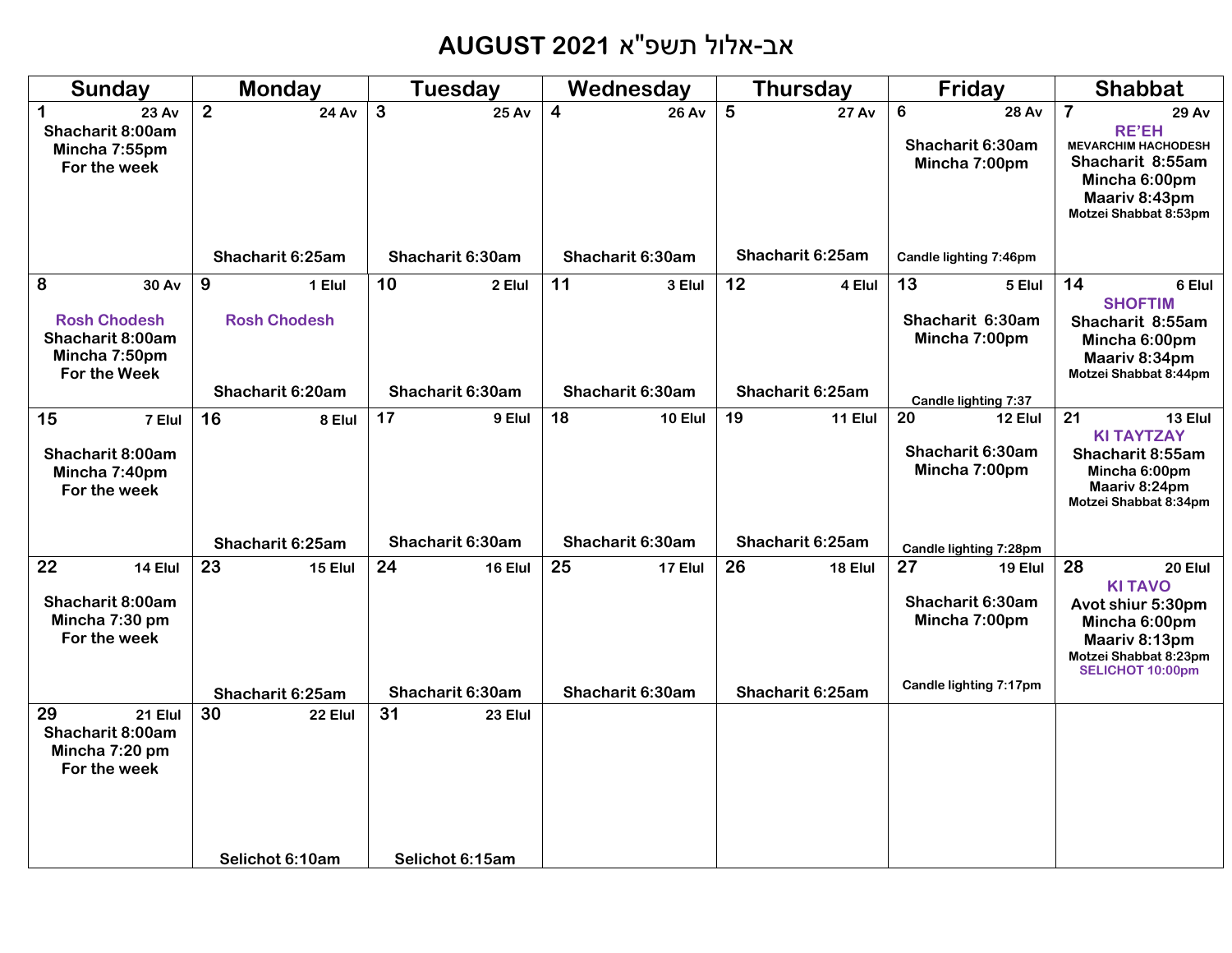# AUGUST 2021 אב-אלול תשפ"א

| Sunday | Monday | Tuesday | Wednesday | Thursday | Friday | Shabbat |
|---|---|---|---|---|---|---|
| 1 23 Av<br>Shacharit 8:00am<br>Mincha 7:55pm<br>For the week | 2 24 Av<br>Shacharit 6:25am | 3 25 Av<br>Shacharit 6:30am | 4 26 Av<br>Shacharit 6:30am | 5 27 Av<br>Shacharit 6:25am | 6 28 Av<br>Shacharit 6:30am<br>Mincha 7:00pm<br>Candle lighting 7:46pm | 7 29 Av<br>RE'EH<br>MEVARCHIM HACHODESH<br>Shacharit 8:55am<br>Mincha 6:00pm<br>Maariv 8:43pm<br>Motzei Shabbat 8:53pm |
| 8 30 Av<br>Rosh Chodesh<br>Shacharit 8:00am<br>Mincha 7:50pm<br>For the Week | 9 1 Elul<br>Rosh Chodesh<br>Shacharit 6:20am | 10 2 Elul<br>Shacharit 6:30am | 11 3 Elul<br>Shacharit 6:30am | 12 4 Elul<br>Shacharit 6:25am | 13 5 Elul<br>Shacharit 6:30am<br>Mincha 7:00pm<br>Candle lighting 7:37 | 14 6 Elul<br>SHOFTIM<br>Shacharit 8:55am<br>Mincha 6:00pm<br>Maariv 8:34pm<br>Motzei Shabbat 8:44pm |
| 15 7 Elul<br>Shacharit 8:00am<br>Mincha 7:40pm<br>For the week | 16 8 Elul<br>Shacharit 6:25am | 17 9 Elul<br>Shacharit 6:30am | 18 10 Elul<br>Shacharit 6:30am | 19 11 Elul<br>Shacharit 6:25am | 20 12 Elul<br>Shacharit 6:30am<br>Mincha 7:00pm<br>Candle lighting 7:28pm | 21 13 Elul<br>KI TAYTZAY<br>Shacharit 8:55am<br>Mincha 6:00pm<br>Maariv 8:24pm<br>Motzei Shabbat 8:34pm |
| 22 14 Elul<br>Shacharit 8:00am<br>Mincha 7:30 pm<br>For the week | 23 15 Elul<br>Shacharit 6:25am | 24 16 Elul<br>Shacharit 6:30am | 25 17 Elul<br>Shacharit 6:30am | 26 18 Elul<br>Shacharit 6:25am | 27 19 Elul<br>Shacharit 6:30am<br>Mincha 7:00pm<br>Candle lighting 7:17pm | 28 20 Elul<br>KI TAVO<br>Avot shiur 5:30pm<br>Mincha 6:00pm<br>Maariv 8:13pm<br>Motzei Shabbat 8:23pm<br>SELICHOT 10:00pm |
| 29 21 Elul<br>Shacharit 8:00am<br>Mincha 7:20 pm<br>For the week | 30 22 Elul<br>Selichot 6:10am | 31 23 Elul<br>Selichot 6:15am | | | | |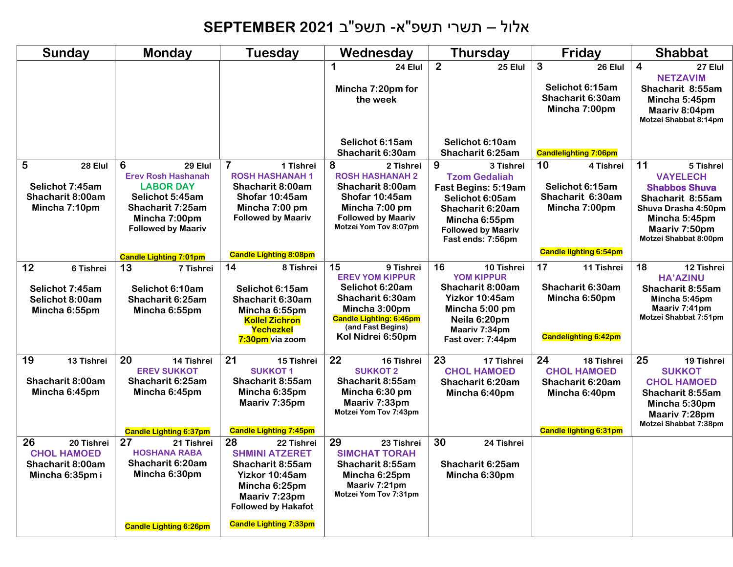# SEPTEMBER 2021 אלול – תשרי תשפ"א- תשפ"ב

| Sunday | Monday | Tuesday | Wednesday | Thursday | Friday | Shabbat |
|---|---|---|---|---|---|---|
| | | | **1** 24 Elul<br>Mincha 7:20pm for the week<br>Selichot 6:15am<br>Shacharit 6:30am | **2** 25 Elul<br>Selichot 6:10am<br>Shacharit 6:25am | **3** 26 Elul<br>Selichot 6:15am<br>Shacharit 6:30am<br>Mincha 7:00pm<br>Candlelighting 7:06pm | **4** 27 Elul<br>NETZAVIM<br>Shacharit 8:55am<br>Mincha 5:45pm<br>Maariv 8:04pm<br>Motzei Shabbat 8:14pm |
| **5** 28 Elul<br>Selichot 7:45am<br>Shacharit 8:00am<br>Mincha 7:10pm | **6** 29 Elul<br>Erev Rosh Hashanah<br>LABOR DAY<br>Selichot 5:45am<br>Shacharit 7:25am<br>Mincha 7:00pm<br>Followed by Maariv<br>Candle Lighting 7:01pm | **7** 1 Tishrei<br>ROSH HASHANAH 1<br>Shacharit 8:00am<br>Shofar 10:45am<br>Mincha 7:00 pm<br>Followed by Maariv<br>Candle Lighting 8:08pm | **8** 2 Tishrei<br>ROSH HASHANAH 2<br>Shacharit 8:00am<br>Shofar 10:45am<br>Mincha 7:00 pm<br>Followed by Maariv<br>Motzei Yom Tov 8:07pm | **9** 3 Tishrei<br>Tzom Gedaliah<br>Fast Begins: 5:19am<br>Selichot 6:05am<br>Shacharit 6:20am<br>Mincha 6:55pm<br>Followed by Maariv<br>Fast ends: 7:56pm | **10** 4 Tishrei<br>Selichot 6:15am<br>Shacharit 6:30am<br>Mincha 7:00pm<br>Candle lighting 6:54pm | **11** 5 Tishrei<br>VAYELECH<br>Shabbos Shuva<br>Shacharit 8:55am<br>Shuva Drasha 4:50pm<br>Mincha 5:45pm<br>Maariv 7:50pm<br>Motzei Shabbat 8:00pm |
| **12** 6 Tishrei<br>Selichot 7:45am<br>Selichot 8:00am<br>Mincha 6:55pm | **13** 7 Tishrei<br>Selichot 6:10am<br>Shacharit 6:25am<br>Mincha 6:55pm | **14** 8 Tishrei<br>Selichot 6:15am<br>Shacharit 6:30am<br>Mincha 6:55pm<br>Kollel Zichron Yechezkel 7:30pm via zoom | **15** 9 Tishrei<br>EREV YOM KIPPUR<br>Selichot 6:20am<br>Shacharit 6:30am<br>Mincha 3:00pm<br>Candle Lighting: 6:46pm (and Fast Begins)<br>Kol Nidrei 6:50pm | **16** 10 Tishrei<br>YOM KIPPUR<br>Shacharit 8:00am<br>Yizkor 10:45am<br>Mincha 5:00 pm<br>Neila 6:20pm<br>Maariv 7:34pm<br>Fast over: 7:44pm | **17** 11 Tishrei<br>Shacharit 6:30am<br>Mincha 6:50pm<br>Candelighting 6:42pm | **18** 12 Tishrei<br>HA'AZINU<br>Shacharit 8:55am<br>Mincha 5:45pm<br>Maariv 7:41pm<br>Motzei Shabbat 7:51pm |
| **19** 13 Tishrei<br>Shacharit 8:00am<br>Mincha 6:45pm | **20** 14 Tishrei<br>EREV SUKKOT<br>Shacharit 6:25am<br>Mincha 6:45pm<br>Candle Lighting 6:37pm | **21** 15 Tishrei<br>SUKKOT 1<br>Shacharit 8:55am<br>Mincha 6:35pm<br>Maariv 7:35pm<br>Candle Lighting 7:45pm | **22** 16 Tishrei<br>SUKKOT 2<br>Shacharit 8:55am<br>Mincha 6:30 pm<br>Maariv 7:33pm<br>Motzei Yom Tov 7:43pm | **23** 17 Tishrei<br>CHOL HAMOED<br>Shacharit 6:20am<br>Mincha 6:40pm | **24** 18 Tishrei<br>CHOL HAMOED<br>Shacharit 6:20am<br>Mincha 6:40pm<br>Candle lighting 6:31pm | **25** 19 Tishrei<br>SUKKOT<br>CHOL HAMOED<br>Shacharit 8:55am<br>Mincha 5:30pm<br>Maariv 7:28pm<br>Motzei Shabbat 7:38pm |
| **26** 20 Tishrei<br>CHOL HAMOED<br>Shacharit 8:00am<br>Mincha 6:35pm i | **27** 21 Tishrei<br>HOSHANA RABA<br>Shacharit 6:20am<br>Mincha 6:30pm<br>Candle Lighting 6:26pm | **28** 22 Tishrei<br>SHMINI ATZERET<br>Shacharit 8:55am<br>Yizkor 10:45am<br>Mincha 6:25pm<br>Maariv 7:23pm<br>Followed by Hakafot<br>Candle Lighting 7:33pm | **29** 23 Tishrei<br>SIMCHAT TORAH<br>Shacharit 8:55am<br>Mincha 6:25pm<br>Maariv 7:21pm<br>Motzei Yom Tov 7:31pm | **30** 24 Tishrei<br>Shacharit 6:25am<br>Mincha 6:30pm | | |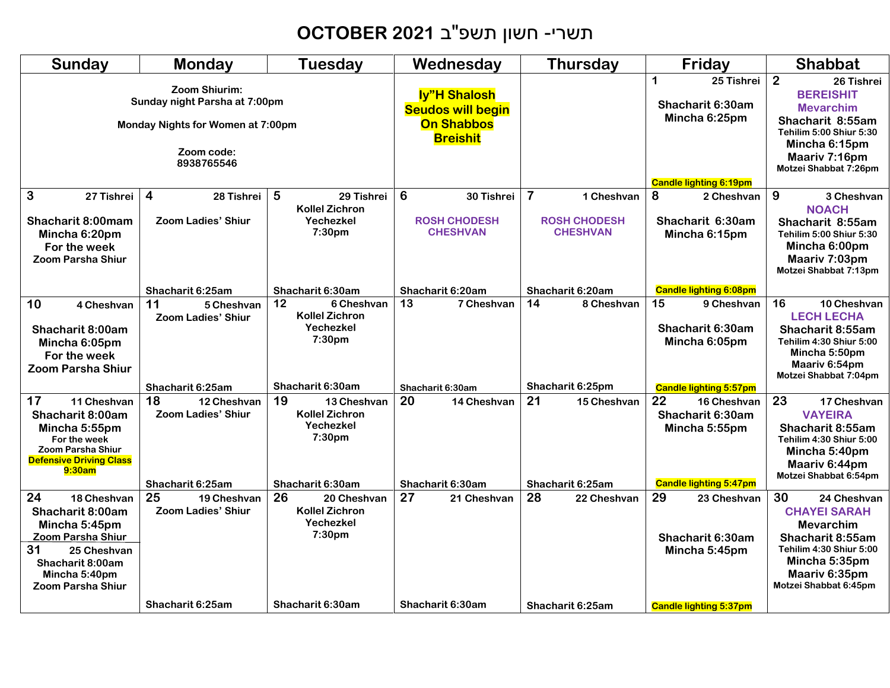# OCTOBER 2021 תשרי- חשון תשפ"ב

| Sunday | Monday | Tuesday | Wednesday | Thursday | Friday | Shabbat |
|---|---|---|---|---|---|---|
| Zoom Shiurim: Sunday night Parsha at 7:00pm<br>Monday Nights for Women at 7:00pm<br>Zoom code: 8938765546 | | | Iy"H Shalosh Seudos will begin On Shabbos Breishit | | **1** 25 Tishrei<br>Shacharit 6:30am<br>Mincha 6:25pm<br>Candle lighting 6:19pm | **2** 26 Tishrei<br>BEREISHIT<br>Mevarchim<br>Shacharit 8:55am<br>Tehilim 5:00 Shiur 5:30<br>Mincha 6:15pm<br>Maariv 7:16pm<br>Motzei Shabbat 7:26pm |
| **3** 27 Tishrei<br>Shacharit 8:00mam<br>Mincha 6:20pm<br>For the week<br>Zoom Parsha Shiur | **4** 28 Tishrei<br>Zoom Ladies' Shiur<br>Shacharit 6:25am | **5** 29 Tishrei<br>Kollel Zichron Yechezkel<br>7:30pm<br>Shacharit 6:30am | **6** 30 Tishrei<br>ROSH CHODESH CHESHVAN<br>Shacharit 6:20am | **7** 1 Cheshvan<br>ROSH CHODESH CHESHVAN<br>Shacharit 6:20am | **8** 2 Cheshvan<br>Shacharit 6:30am<br>Mincha 6:15pm<br>Candle lighting 6:08pm | **9** 3 Cheshvan<br>NOACH<br>Shacharit 8:55am<br>Tehilim 5:00 Shiur 5:30<br>Mincha 6:00pm<br>Maariv 7:03pm<br>Motzei Shabbat 7:13pm |
| **10** 4 Cheshvan<br>Shacharit 8:00am<br>Mincha 6:05pm<br>For the week<br>Zoom Parsha Shiur | **11** 5 Cheshvan<br>Zoom Ladies' Shiur<br>Shacharit 6:25am | **12** 6 Cheshvan<br>Kollel Zichron Yechezkel<br>7:30pm<br>Shacharit 6:30am | **13** 7 Cheshvan<br>Shacharit 6:30am | **14** 8 Cheshvan<br>Shacharit 6:25pm | **15** 9 Cheshvan<br>Shacharit 6:30am<br>Mincha 6:05pm<br>Candle lighting 5:57pm | **16** 10 Cheshvan<br>LECH LECHA<br>Shacharit 8:55am<br>Tehilim 4:30 Shiur 5:00<br>Mincha 5:50pm<br>Maariv 6:54pm<br>Motzei Shabbat 7:04pm |
| **17** 11 Cheshvan<br>Shacharit 8:00am<br>Mincha 5:55pm<br>For the week<br>Zoom Parsha Shiur<br>Defensive Driving Class 9:30am | **18** 12 Cheshvan<br>Zoom Ladies' Shiur<br>Shacharit 6:25am | **19** 13 Cheshvan<br>Kollel Zichron Yechezkel<br>7:30pm<br>Shacharit 6:30am | **20** 14 Cheshvan<br>Shacharit 6:30am | **21** 15 Cheshvan<br>Shacharit 6:25am | **22** 16 Cheshvan<br>Shacharit 6:30am<br>Mincha 5:55pm<br>Candle lighting 5:47pm | **23** 17 Cheshvan<br>VAYEIRA<br>Shacharit 8:55am<br>Tehilim 4:30 Shiur 5:00<br>Mincha 5:40pm<br>Maariv 6:44pm<br>Motzei Shabbat 6:54pm |
| **24** 18 Cheshvan<br>Shacharit 8:00am<br>Mincha 5:45pm<br>Zoom Parsha Shiur<br>**31** 25 Cheshvan<br>Shacharit 8:00am<br>Mincha 5:40pm<br>Zoom Parsha Shiur | **25** 19 Cheshvan<br>Zoom Ladies' Shiur<br>Shacharit 6:25am | **26** 20 Cheshvan<br>Kollel Zichron Yechezkel<br>7:30pm<br>Shacharit 6:30am | **27** 21 Cheshvan<br>Shacharit 6:30am | **28** 22 Cheshvan<br>Shacharit 6:25am | **29** 23 Cheshvan<br>Shacharit 6:30am<br>Mincha 5:45pm<br>Candle lighting 5:37pm | **30** 24 Cheshvan<br>CHAYEI SARAH<br>Mevarchim<br>Shacharit 8:55am<br>Tehilim 4:30 Shiur 5:00<br>Mincha 5:35pm<br>Maariv 6:35pm<br>Motzei Shabbat 6:45pm |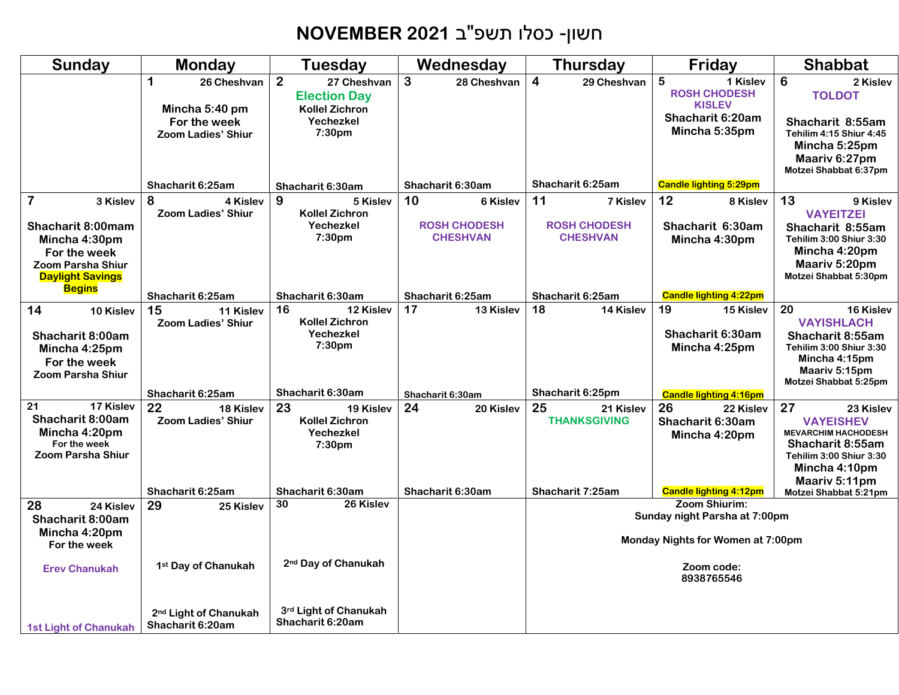# NOVEMBER 2021 חשון- כסלו תשפ"ב

| Sunday | Monday | Tuesday | Wednesday | Thursday | Friday | Shabbat |
|---|---|---|---|---|---|---|
| | 1 26 Cheshvan<br>Mincha 5:40 pm<br>For the week<br>Zoom Ladies' Shiur<br>Shacharit 6:25am | 2 27 Cheshvan<br>Election Day<br>Kollel Zichron Yechezkel<br>7:30pm<br>Shacharit 6:30am | 3 28 Cheshvan<br>Shacharit 6:30am | 4 29 Cheshvan<br>Shacharit 6:25am | 5 1 Kislev<br>ROSH CHODESH KISLEV<br>Shacharit 6:20am<br>Mincha 5:35pm<br>Candle lighting 5:29pm | 6 2 Kislev<br>TOLDOT<br>Shacharit 8:55am<br>Tehilim 4:15 Shiur 4:45<br>Mincha 5:25pm<br>Maariv 6:27pm<br>Motzei Shabbat 6:37pm |
| 7 3 Kislev<br>Shacharit 8:00mam<br>Mincha 4:30pm<br>For the week<br>Zoom Parsha Shiur<br>Daylight Savings Begins | 8 4 Kislev<br>Zoom Ladies' Shiur<br>Shacharit 6:25am | 9 5 Kislev<br>Kollel Zichron Yechezkel<br>7:30pm<br>Shacharit 6:30am | 10 6 Kislev<br>ROSH CHODESH CHESHVAN<br>Shacharit 6:25am | 11 7 Kislev<br>ROSH CHODESH CHESHVAN<br>Shacharit 6:25am | 12 8 Kislev<br>Shacharit 6:30am<br>Mincha 4:30pm<br>Candle lighting 4:22pm | 13 9 Kislev<br>VAYEITZEI<br>Shacharit 8:55am<br>Tehilim 3:00 Shiur 3:30<br>Mincha 4:20pm<br>Maariv 5:20pm<br>Motzei Shabbat 5:30pm |
| 14 10 Kislev<br>Shacharit 8:00am<br>Mincha 4:25pm<br>For the week<br>Zoom Parsha Shiur | 15 11 Kislev<br>Zoom Ladies' Shiur<br>Shacharit 6:25am | 16 12 Kislev<br>Kollel Zichron Yechezkel<br>7:30pm<br>Shacharit 6:30am | 17 13 Kislev<br>Shacharit 6:30am | 18 14 Kislev<br>Shacharit 6:25pm | 19 15 Kislev<br>Shacharit 6:30am<br>Mincha 4:25pm<br>Candle lighting 4:16pm | 20 16 Kislev<br>VAYISHLACH<br>Shacharit 8:55am<br>Tehilim 3:00 Shiur 3:30<br>Mincha 4:15pm<br>Maariv 5:15pm<br>Motzei Shabbat 5:25pm |
| 21 17 Kislev<br>Shacharit 8:00am<br>Mincha 4:20pm<br>For the week<br>Zoom Parsha Shiur | 22 18 Kislev<br>Zoom Ladies' Shiur<br>Shacharit 6:25am | 23 19 Kislev<br>Kollel Zichron Yechezkel<br>7:30pm<br>Shacharit 6:30am | 24 20 Kislev<br>Shacharit 6:30am | 25 21 Kislev<br>THANKSGIVING<br>Shacharit 7:25am | 26 22 Kislev<br>Shacharit 6:30am<br>Mincha 4:20pm<br>Candle lighting 4:12pm | 27 23 Kislev<br>VAYEISHEV<br>MEVARCHIM HACHODESH<br>Shacharit 8:55am<br>Tehilim 3:00 Shiur 3:30<br>Mincha 4:10pm<br>Maariv 5:11pm<br>Motzei Shabbat 5:21pm |
| 28 24 Kislev<br>Shacharit 8:00am<br>Mincha 4:20pm<br>For the week<br>Erev Chanukah<br>1st Light of Chanukah | 29 25 Kislev<br>1st Day of Chanukah<br>2nd Light of Chanukah<br>Shacharit 6:20am | 30 26 Kislev<br>2nd Day of Chanukah<br>3rd Light of Chanukah<br>Shacharit 6:20am | | Zoom Shiurim:<br>Sunday night Parsha at 7:00pm<br>Monday Nights for Women at 7:00pm<br>Zoom code:<br>8938765546 | | |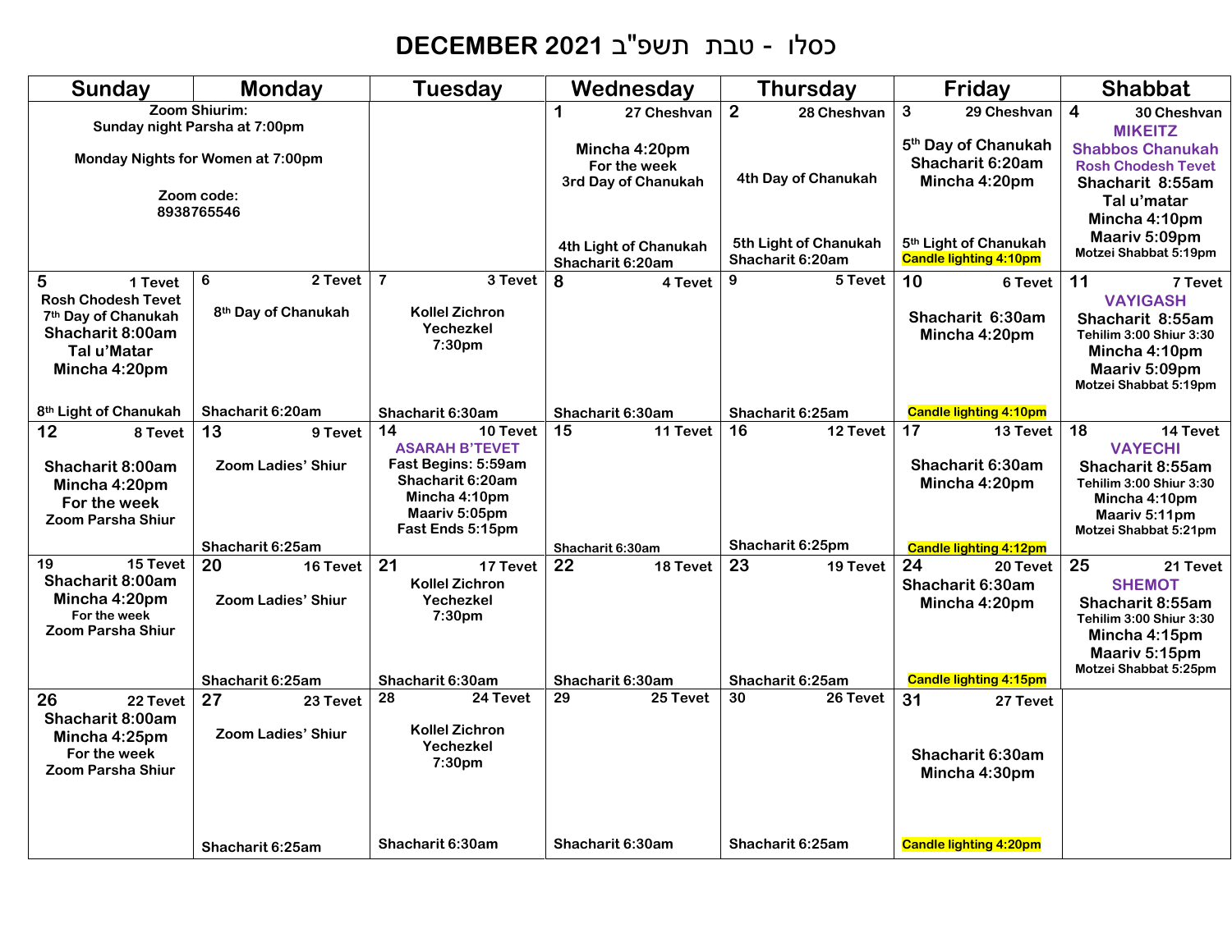# DECEMBER 2021 כסלו - טבת תשפ"ב

| Sunday | Monday | Tuesday | Wednesday | Thursday | Friday | Shabbat |
|---|---|---|---|---|---|---|
| **Zoom Shiurim:** Sunday night Parsha at 7:00pm<br>Monday Nights for Women at 7:00pm<br>Zoom code: 8938765546 | | | **1** 27 Cheshvan<br>Mincha 4:20pm For the week<br>3rd Day of Chanukah<br>4th Light of Chanukah<br>Shacharit 6:20am | **2** 28 Cheshvan<br>4th Day of Chanukah<br>5th Light of Chanukah<br>Shacharit 6:20am | **3** 29 Cheshvan<br>5th Day of Chanukah<br>Shacharit 6:20am<br>Mincha 4:20pm<br>5th Light of Chanukah<br>Candle lighting 4:10pm | **4** 30 Cheshvan<br>MIKEITZ<br>Shabbos Chanukah<br>Rosh Chodesh Tevet<br>Shacharit 8:55am<br>Tal u'matar<br>Mincha 4:10pm<br>Maariv 5:09pm<br>Motzei Shabbat 5:19pm |
| **5** 1 Tevet<br>Rosh Chodesh Tevet<br>7th Day of Chanukah<br>Shacharit 8:00am<br>Tal u'Matar<br>Mincha 4:20pm<br>8th Light of Chanukah | **6** 2 Tevet<br>8th Day of Chanukah<br>Shacharit 6:20am | **7** 3 Tevet<br>Kollel Zichron Yechezkel 7:30pm<br>Shacharit 6:30am | **8** 4 Tevet<br>Shacharit 6:30am | **9** 5 Tevet<br>Shacharit 6:25am | **10** 6 Tevet<br>Shacharit 6:30am<br>Mincha 4:20pm<br>Candle lighting 4:10pm | **11** 7 Tevet<br>VAYIGASH<br>Shacharit 8:55am<br>Tehilim 3:00 Shiur 3:30<br>Mincha 4:10pm<br>Maariv 5:09pm<br>Motzei Shabbat 5:19pm |
| **12** 8 Tevet<br>Shacharit 8:00am<br>Mincha 4:20pm<br>For the week<br>Zoom Parsha Shiur | **13** 9 Tevet<br>Zoom Ladies' Shiur<br>Shacharit 6:25am | **14** 10 Tevet<br>ASARAH B'TEVET<br>Fast Begins: 5:59am<br>Shacharit 6:20am<br>Mincha 4:10pm<br>Maariv 5:05pm<br>Fast Ends 5:15pm | **15** 11 Tevet<br>Shacharit 6:30am | **16** 12 Tevet<br>Shacharit 6:25pm | **17** 13 Tevet<br>Shacharit 6:30am<br>Mincha 4:20pm<br>Candle lighting 4:12pm | **18** 14 Tevet<br>VAYECHI<br>Shacharit 8:55am<br>Tehilim 3:00 Shiur 3:30<br>Mincha 4:10pm<br>Maariv 5:11pm<br>Motzei Shabbat 5:21pm |
| **19** 15 Tevet<br>Shacharit 8:00am<br>Mincha 4:20pm<br>For the week<br>Zoom Parsha Shiur | **20** 16 Tevet<br>Zoom Ladies' Shiur<br>Shacharit 6:25am | **21** 17 Tevet<br>Kollel Zichron Yechezkel 7:30pm<br>Shacharit 6:30am | **22** 18 Tevet<br>Shacharit 6:30am | **23** 19 Tevet<br>Shacharit 6:25am | **24** 20 Tevet<br>Shacharit 6:30am<br>Mincha 4:20pm<br>Candle lighting 4:15pm | **25** 21 Tevet<br>SHEMOT<br>Shacharit 8:55am<br>Tehilim 3:00 Shiur 3:30<br>Mincha 4:15pm<br>Maariv 5:15pm<br>Motzei Shabbat 5:25pm |
| **26** 22 Tevet<br>Shacharit 8:00am<br>Mincha 4:25pm<br>For the week<br>Zoom Parsha Shiur | **27** 23 Tevet<br>Zoom Ladies' Shiur<br>Shacharit 6:25am | **28** 24 Tevet<br>Kollel Zichron Yechezkel 7:30pm<br>Shacharit 6:30am | **29** 25 Tevet<br>Shacharit 6:30am | **30** 26 Tevet<br>Shacharit 6:25am | **31** 27 Tevet<br>Shacharit 6:30am<br>Mincha 4:30pm<br>Candle lighting 4:20pm | |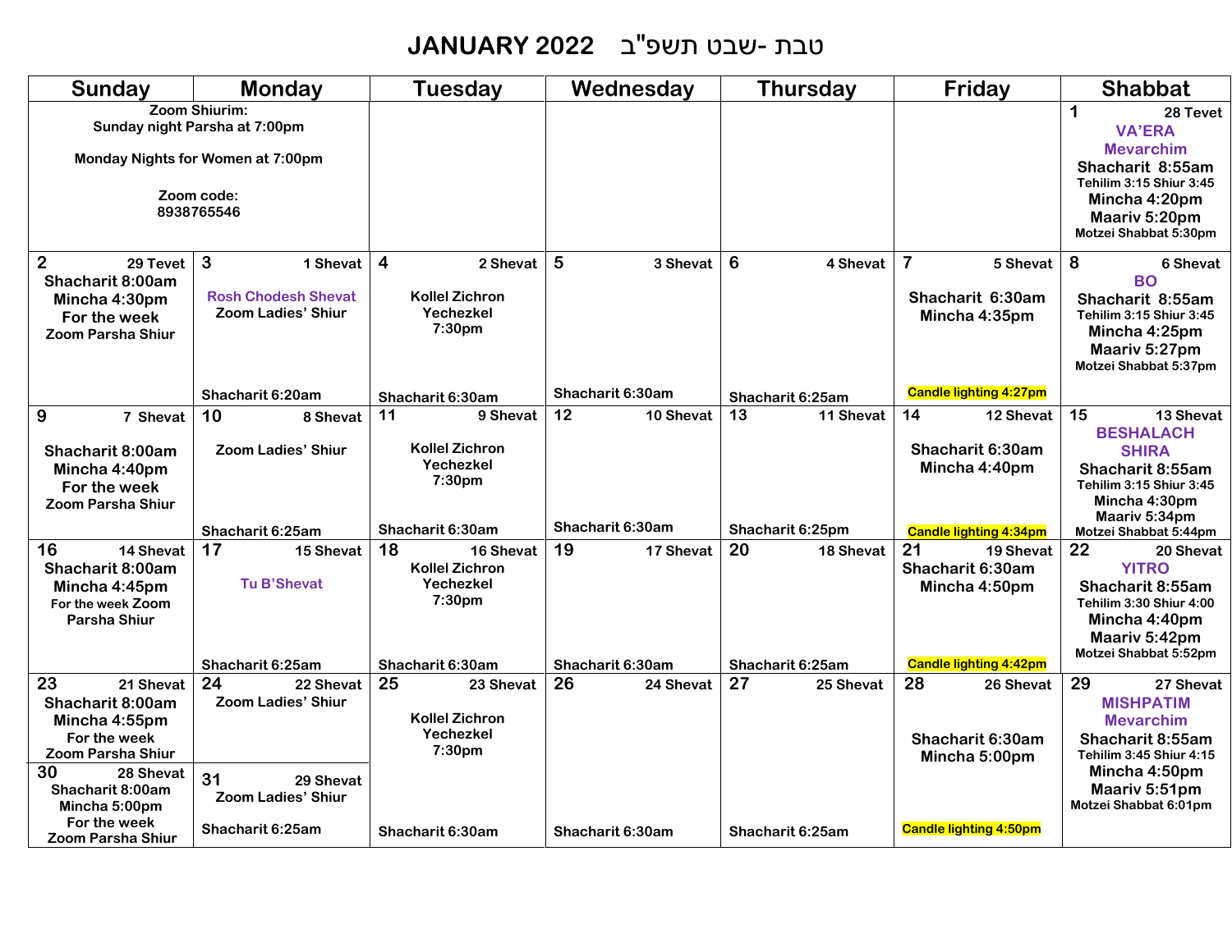# JANUARY 2022 טבת -שבט תשפ"ב

| Sunday | Monday | Tuesday | Wednesday | Thursday | Friday | Shabbat |
|---|---|---|---|---|---|---|
| Zoom Shiurim: Sunday night Parsha at 7:00pm<br><br>Monday Nights for Women at 7:00pm<br><br>Zoom code: 8938765546 | | | | | | **1** 28 Tevet<br>VA'ERA<br>Mevarchim<br>Shacharit 8:55am<br>Tehilim 3:15 Shiur 3:45<br>Mincha 4:20pm<br>Maariv 5:20pm<br>Motzei Shabbat 5:30pm |
| **2** 29 Tevet<br>Shacharit 8:00am<br>Mincha 4:30pm<br>For the week<br>Zoom Parsha Shiur | **3** 1 Shevat<br>Rosh Chodesh Shevat<br>Zoom Ladies' Shiur<br><br>Shacharit 6:20am | **4** 2 Shevat<br>Kollel Zichron Yechezkel 7:30pm<br><br>Shacharit 6:30am | **5** 3 Shevat<br><br>Shacharit 6:30am | **6** 4 Shevat<br><br>Shacharit 6:25am | **7** 5 Shevat<br>Shacharit 6:30am<br>Mincha 4:35pm<br><br>Candle lighting 4:27pm | **8** 6 Shevat<br>BO<br>Shacharit 8:55am<br>Tehilim 3:15 Shiur 3:45<br>Mincha 4:25pm<br>Maariv 5:27pm<br>Motzei Shabbat 5:37pm |
| **9** 7 Shevat<br>Shacharit 8:00am<br>Mincha 4:40pm<br>For the week<br>Zoom Parsha Shiur | **10** 8 Shevat<br>Zoom Ladies' Shiur<br><br>Shacharit 6:25am | **11** 9 Shevat<br>Kollel Zichron Yechezkel 7:30pm<br><br>Shacharit 6:30am | **12** 10 Shevat<br><br>Shacharit 6:30am | **13** 11 Shevat<br><br>Shacharit 6:25pm | **14** 12 Shevat<br>Shacharit 6:30am<br>Mincha 4:40pm<br><br>Candle lighting 4:34pm | **15** 13 Shevat<br>BESHALACH<br>SHIRA<br>Shacharit 8:55am<br>Tehilim 3:15 Shiur 3:45<br>Mincha 4:30pm<br>Maariv 5:34pm<br>Motzei Shabbat 5:44pm |
| **16** 14 Shevat<br>Shacharit 8:00am<br>Mincha 4:45pm<br>For the week Zoom Parsha Shiur | **17** 15 Shevat<br>Tu B'Shevat<br><br>Shacharit 6:25am | **18** 16 Shevat<br>Kollel Zichron Yechezkel 7:30pm<br><br>Shacharit 6:30am | **19** 17 Shevat<br><br>Shacharit 6:30am | **20** 18 Shevat<br><br>Shacharit 6:25am | **21** 19 Shevat<br>Shacharit 6:30am<br>Mincha 4:50pm<br><br>Candle lighting 4:42pm | **22** 20 Shevat<br>YITRO<br>Shacharit 8:55am<br>Tehilim 3:30 Shiur 4:00<br>Mincha 4:40pm<br>Maariv 5:42pm<br>Motzei Shabbat 5:52pm |
| **23** 21 Shevat<br>Shacharit 8:00am<br>Mincha 4:55pm<br>For the week<br>Zoom Parsha Shiur<br><br>**30** 28 Shevat<br>Shacharit 8:00am<br>Mincha 5:00pm<br>For the week<br>Zoom Parsha Shiur | **24** 22 Shevat<br>Zoom Ladies' Shiur<br><br>**31** 29 Shevat<br>Zoom Ladies' Shiur<br><br>Shacharit 6:25am | **25** 23 Shevat<br>Kollel Zichron Yechezkel 7:30pm<br><br>Shacharit 6:30am | **26** 24 Shevat<br><br>Shacharit 6:30am | **27** 25 Shevat<br><br>Shacharit 6:25am | **28** 26 Shevat<br>Shacharit 6:30am<br>Mincha 5:00pm<br><br>Candle lighting 4:50pm | **29** 27 Shevat<br>MISHPATIM<br>Mevarchim<br>Shacharit 8:55am<br>Tehilim 3:45 Shiur 4:15<br>Mincha 4:50pm<br>Maariv 5:51pm<br>Motzei Shabbat 6:01pm |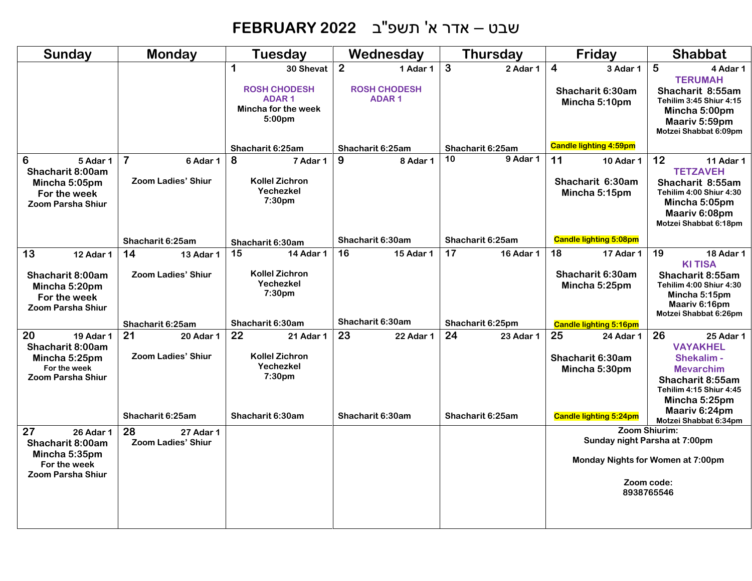# FEBRUARY 2022 שבט – אדר א' תשפ"ב

| Sunday | Monday | Tuesday | Wednesday | Thursday | Friday | Shabbat |
|---|---|---|---|---|---|---|
| | | **1** 30 Shevat<br>ROSH CHODESH ADAR 1<br>Mincha for the week 5:00pm<br>Shacharit 6:25am | **2** 1 Adar 1<br>ROSH CHODESH ADAR 1<br>Shacharit 6:25am | **3** 2 Adar 1<br>Shacharit 6:25am | **4** 3 Adar 1<br>Shacharit 6:30am<br>Mincha 5:10pm<br>Candle lighting 4:59pm | **5** 4 Adar 1<br>TERUMAH<br>Shacharit 8:55am<br>Tehilim 3:45 Shiur 4:15<br>Mincha 5:00pm<br>Maariv 5:59pm<br>Motzei Shabbat 6:09pm |
| **6** 5 Adar 1<br>Shacharit 8:00am<br>Mincha 5:05pm<br>For the week<br>Zoom Parsha Shiur | **7** 6 Adar 1<br>Zoom Ladies' Shiur<br>Shacharit 6:25am | **8** 7 Adar 1<br>Kollel Zichron Yechezkel 7:30pm<br>Shacharit 6:30am | **9** 8 Adar 1<br>Shacharit 6:30am | **10** 9 Adar 1<br>Shacharit 6:25am | **11** 10 Adar 1<br>Shacharit 6:30am<br>Mincha 5:15pm<br>Candle lighting 5:08pm | **12** 11 Adar 1<br>TETZAVEH<br>Shacharit 8:55am<br>Tehilim 4:00 Shiur 4:30<br>Mincha 5:05pm<br>Maariv 6:08pm<br>Motzei Shabbat 6:18pm |
| **13** 12 Adar 1<br>Shacharit 8:00am<br>Mincha 5:20pm<br>For the week<br>Zoom Parsha Shiur | **14** 13 Adar 1<br>Zoom Ladies' Shiur<br>Shacharit 6:25am | **15** 14 Adar 1<br>Kollel Zichron Yechezkel 7:30pm<br>Shacharit 6:30am | **16** 15 Adar 1<br>Shacharit 6:30am | **17** 16 Adar 1<br>Shacharit 6:25pm | **18** 17 Adar 1<br>Shacharit 6:30am<br>Mincha 5:25pm<br>Candle lighting 5:16pm | **19** 18 Adar 1<br>KI TISA<br>Shacharit 8:55am<br>Tehilim 4:00 Shiur 4:30<br>Mincha 5:15pm<br>Maariv 6:16pm<br>Motzei Shabbat 6:26pm |
| **20** 19 Adar 1<br>Shacharit 8:00am<br>Mincha 5:25pm<br>For the week<br>Zoom Parsha Shiur | **21** 20 Adar 1<br>Zoom Ladies' Shiur<br>Shacharit 6:25am | **22** 21 Adar 1<br>Kollel Zichron Yechezkel 7:30pm<br>Shacharit 6:30am | **23** 22 Adar 1<br>Shacharit 6:30am | **24** 23 Adar 1<br>Shacharit 6:25am | **25** 24 Adar 1<br>Shacharit 6:30am<br>Mincha 5:30pm<br>Candle lighting 5:24pm | **26** 25 Adar 1<br>VAYAKHEL<br>Shekalim - Mevarchim<br>Shacharit 8:55am<br>Tehilim 4:15 Shiur 4:45<br>Mincha 5:25pm<br>Maariv 6:24pm<br>Motzei Shabbat 6:34pm |
| **27** 26 Adar 1<br>Shacharit 8:00am<br>Mincha 5:35pm<br>For the week<br>Zoom Parsha Shiur | **28** 27 Adar 1<br>Zoom Ladies' Shiur | | | | Zoom Shiurim:<br>Sunday night Parsha at 7:00pm<br>Monday Nights for Women at 7:00pm<br>Zoom code: 8938765546 | |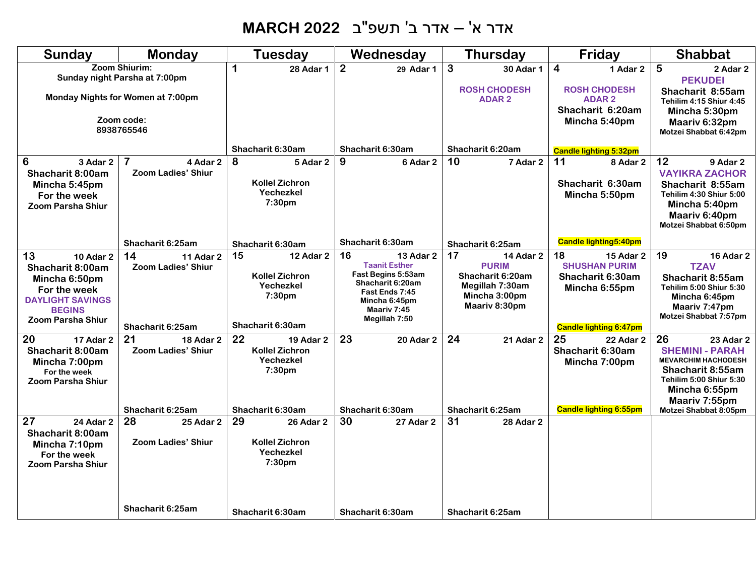# MARCH 2022 אדר א' – אדר ב' תשפ"ב

| Sunday | Monday | Tuesday | Wednesday | Thursday | Friday | Shabbat |
|---|---|---|---|---|---|---|
| Zoom Shiurim: Sunday night Parsha at 7:00pm<br><br>Monday Nights for Women at 7:00pm<br><br>Zoom code: 8938765546 | | **1** 28 Adar 1<br><br>Shacharit 6:30am | **2** 29 Adar 1<br><br>Shacharit 6:30am | **3** 30 Adar 1<br>ROSH CHODESH ADAR 2<br><br>Shacharit 6:20am | **4** 1 Adar 2<br>ROSH CHODESH ADAR 2<br>Shacharit 6:20am<br>Mincha 5:40pm<br><br>Candle lighting 5:32pm | **5** 2 Adar 2<br>PEKUDEI<br>Shacharit 8:55am<br>Tehilim 4:15 Shiur 4:45<br>Mincha 5:30pm<br>Maariv 6:32pm<br>Motzei Shabbat 6:42pm |
| **6** 3 Adar 2<br>Shacharit 8:00am<br>Mincha 5:45pm<br>For the week<br>Zoom Parsha Shiur | **7** 4 Adar 2<br>Zoom Ladies' Shiur<br><br>Shacharit 6:25am | **8** 5 Adar 2<br>Kollel Zichron Yechezkel<br>7:30pm<br><br>Shacharit 6:30am | **9** 6 Adar 2<br><br>Shacharit 6:30am | **10** 7 Adar 2<br><br>Shacharit 6:25am | **11** 8 Adar 2<br>Shacharit 6:30am<br>Mincha 5:50pm<br><br>Candle lighting5:40pm | **12** 9 Adar 2<br>VAYIKRA ZACHOR<br>Shacharit 8:55am<br>Tehilim 4:30 Shiur 5:00<br>Mincha 5:40pm<br>Maariv 6:40pm<br>Motzei Shabbat 6:50pm |
| **13** 10 Adar 2<br>Shacharit 8:00am<br>Mincha 6:50pm<br>For the week<br>DAYLIGHT SAVINGS BEGINS<br>Zoom Parsha Shiur | **14** 11 Adar 2<br>Zoom Ladies' Shiur<br><br>Shacharit 6:25am | **15** 12 Adar 2<br>Kollel Zichron Yechezkel<br>7:30pm<br><br>Shacharit 6:30am | **16** 13 Adar 2<br>Taanit Esther<br>Fast Begins 5:53am<br>Shacharit 6:20am<br>Fast Ends 7:45<br>Mincha 6:45pm<br>Maariv 7:45<br>Megillah 7:50 | **17** 14 Adar 2<br>PURIM<br>Shacharit 6:20am<br>Megillah 7:30am<br>Mincha 3:00pm<br>Maariv 8:30pm | **18** 15 Adar 2<br>SHUSHAN PURIM<br>Shacharit 6:30am<br>Mincha 6:55pm<br><br>Candle lighting 6:47pm | **19** 16 Adar 2<br>TZAV<br>Shacharit 8:55am<br>Tehilim 5:00 Shiur 5:30<br>Mincha 6:45pm<br>Maariv 7:47pm<br>Motzei Shabbat 7:57pm |
| **20** 17 Adar 2<br>Shacharit 8:00am<br>Mincha 7:00pm<br>For the week<br>Zoom Parsha Shiur | **21** 18 Adar 2<br>Zoom Ladies' Shiur<br><br>Shacharit 6:25am | **22** 19 Adar 2<br>Kollel Zichron Yechezkel<br>7:30pm<br><br>Shacharit 6:30am | **23** 20 Adar 2<br><br>Shacharit 6:30am | **24** 21 Adar 2<br><br>Shacharit 6:25am | **25** 22 Adar 2<br>Shacharit 6:30am<br>Mincha 7:00pm<br><br>Candle lighting 6:55pm | **26** 23 Adar 2<br>SHEMINI - PARAH<br>MEVARCHIM HACHODESH<br>Shacharit 8:55am<br>Tehilim 5:00 Shiur 5:30<br>Mincha 6:55pm<br>Maariv 7:55pm<br>Motzei Shabbat 8:05pm |
| **27** 24 Adar 2<br>Shacharit 8:00am<br>Mincha 7:10pm<br>For the week<br>Zoom Parsha Shiur | **28** 25 Adar 2<br>Zoom Ladies' Shiur<br><br>Shacharit 6:25am | **29** 26 Adar 2<br>Kollel Zichron Yechezkel<br>7:30pm<br><br>Shacharit 6:30am | **30** 27 Adar 2<br><br>Shacharit 6:30am | **31** 28 Adar 2<br><br>Shacharit 6:25am | | |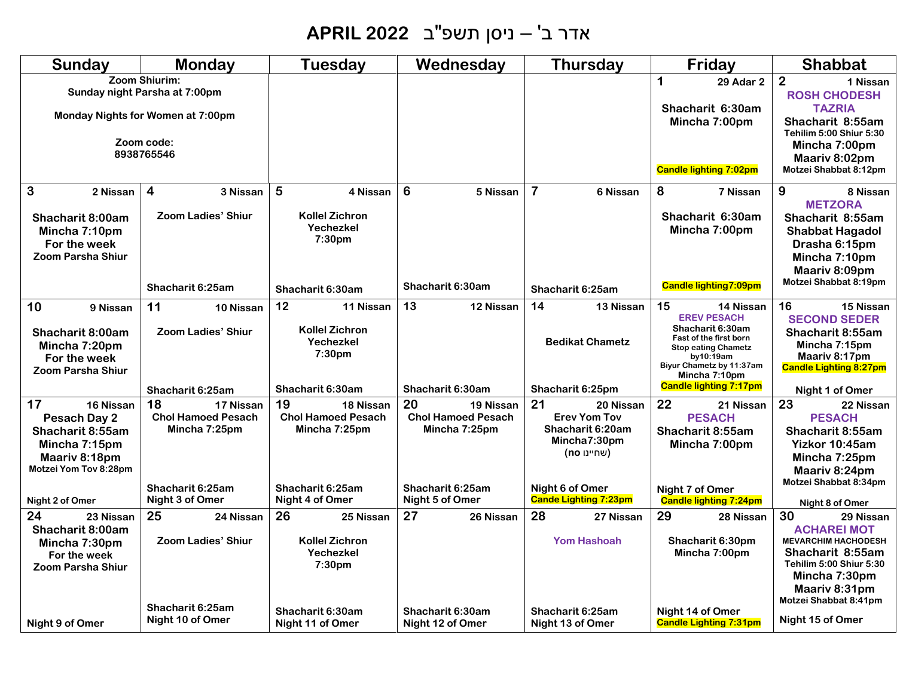# APRIL 2022 אדר ב' – ניסן תשפ"ב

| Sunday | Monday | Tuesday | Wednesday | Thursday | Friday | Shabbat |
|---|---|---|---|---|---|---|
| Zoom Shiurim: Sunday night Parsha at 7:00pm<br>Monday Nights for Women at 7:00pm<br>Zoom code: 8938765546 | | | | | **1** 29 Adar 2<br>Shacharit 6:30am<br>Mincha 7:00pm<br>Candle lighting 7:02pm | **2** 1 Nissan<br>ROSH CHODESH<br>TAZRIA<br>Shacharit 8:55am<br>Tehilim 5:00 Shiur 5:30<br>Mincha 7:00pm<br>Maariv 8:02pm<br>Motzei Shabbat 8:12pm |
| **3** 2 Nissan<br>Shacharit 8:00am<br>Mincha 7:10pm<br>For the week<br>Zoom Parsha Shiur | **4** 3 Nissan<br>Zoom Ladies' Shiur<br>Shacharit 6:25am | **5** 4 Nissan<br>Kollel Zichron Yechezkel 7:30pm<br>Shacharit 6:30am | **6** 5 Nissan<br>Shacharit 6:30am | **7** 6 Nissan<br>Shacharit 6:25am | **8** 7 Nissan<br>Shacharit 6:30am<br>Mincha 7:00pm<br>Candle lighting7:09pm | **9** 8 Nissan<br>METZORA<br>Shacharit 8:55am<br>Shabbat Hagadol<br>Drasha 6:15pm<br>Mincha 7:10pm<br>Maariv 8:09pm<br>Motzei Shabbat 8:19pm |
| **10** 9 Nissan<br>Shacharit 8:00am<br>Mincha 7:20pm<br>For the week<br>Zoom Parsha Shiur | **11** 10 Nissan<br>Zoom Ladies' Shiur<br>Shacharit 6:25am | **12** 11 Nissan<br>Kollel Zichron Yechezkel 7:30pm<br>Shacharit 6:30am | **13** 12 Nissan<br>Shacharit 6:30am | **14** 13 Nissan<br>Bedikat Chametz<br>Shacharit 6:25pm | **15** 14 Nissan<br>EREV PESACH<br>Shacharit 6:30am<br>Fast of the first born<br>Stop eating Chametz by10:19am<br>Biyur Chametz by 11:37am<br>Mincha 7:10pm<br>Candle lighting 7:17pm | **16** 15 Nissan<br>SECOND SEDER<br>Shacharit 8:55am<br>Mincha 7:15pm<br>Maariv 8:17pm<br>Candle Lighting 8:27pm<br>Night 1 of Omer |
| **17** 16 Nissan<br>Pesach Day 2<br>Shacharit 8:55am<br>Mincha 7:15pm<br>Maariv 8:18pm<br>Motzei Yom Tov 8:28pm<br>Night 2 of Omer | **18** 17 Nissan<br>Chol Hamoed Pesach<br>Mincha 7:25pm<br>Shacharit 6:25am<br>Night 3 of Omer | **19** 18 Nissan<br>Chol Hamoed Pesach<br>Mincha 7:25pm<br>Shacharit 6:25am<br>Night 4 of Omer | **20** 19 Nissan<br>Chol Hamoed Pesach<br>Mincha 7:25pm<br>Shacharit 6:25am<br>Night 5 of Omer | **21** 20 Nissan<br>Erev Yom Tov<br>Shacharit 6:20am<br>Mincha7:30pm<br>(שחיינו no)<br>Night 6 of Omer<br>Cande Lighting 7:23pm | **22** 21 Nissan<br>PESACH<br>Shacharit 8:55am<br>Mincha 7:00pm<br>Night 7 of Omer<br>Candle lighting 7:24pm | **23** 22 Nissan<br>PESACH<br>Shacharit 8:55am<br>Yizkor 10:45am<br>Mincha 7:25pm<br>Maariv 8:24pm<br>Motzei Shabbat 8:34pm<br>Night 8 of Omer |
| **24** 23 Nissan<br>Shacharit 8:00am<br>Mincha 7:30pm<br>For the week<br>Zoom Parsha Shiur<br>Night 9 of Omer | **25** 24 Nissan<br>Zoom Ladies' Shiur<br>Shacharit 6:25am<br>Night 10 of Omer | **26** 25 Nissan<br>Kollel Zichron Yechezkel 7:30pm<br>Shacharit 6:30am<br>Night 11 of Omer | **27** 26 Nissan<br>Shacharit 6:30am<br>Night 12 of Omer | **28** 27 Nissan<br>Yom Hashoah<br>Shacharit 6:25am<br>Night 13 of Omer | **29** 28 Nissan<br>Shacharit 6:30pm<br>Mincha 7:00pm<br>Night 14 of Omer<br>Candle Lighting 7:31pm | **30** 29 Nissan<br>ACHAREI MOT<br>MEVARCHIM HACHODESH<br>Shacharit 8:55am<br>Tehilim 5:00 Shiur 5:30<br>Mincha 7:30pm<br>Maariv 8:31pm<br>Motzei Shabbat 8:41pm<br>Night 15 of Omer |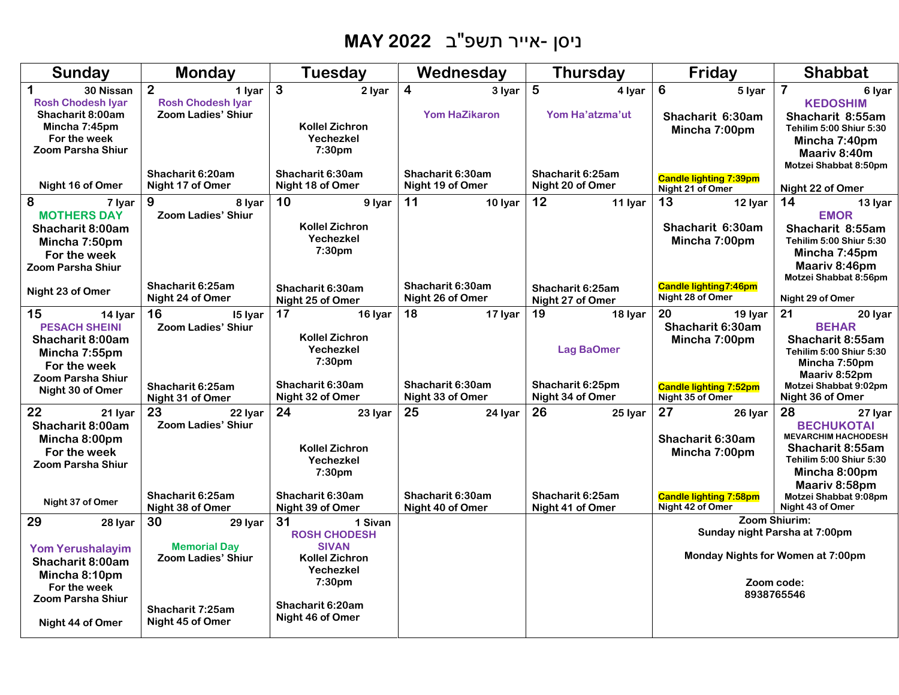# MAY 2022 ניסן -אייר תשפ"ב

| Sunday | Monday | Tuesday | Wednesday | Thursday | Friday | Shabbat |
|---|---|---|---|---|---|---|
| 1 30 Nissan<br>Rosh Chodesh Iyar<br>Shacharit 8:00am<br>Mincha 7:45pm<br>For the week<br>Zoom Parsha Shiur<br>Night 16 of Omer | 2 1 Iyar<br>Rosh Chodesh Iyar<br>Zoom Ladies' Shiur<br>Shacharit 6:20am<br>Night 17 of Omer | 3 2 Iyar<br>Kollel Zichron Yechezkel 7:30pm<br>Shacharit 6:30am<br>Night 18 of Omer | 4 3 Iyar<br>Yom HaZikaron<br>Shacharit 6:30am<br>Night 19 of Omer | 5 4 Iyar<br>Yom Ha'atzma'ut<br>Shacharit 6:25am<br>Night 20 of Omer | 6 5 Iyar<br>Shacharit 6:30am<br>Mincha 7:00pm<br>Candle lighting 7:39pm<br>Night 21 of Omer | 7 6 Iyar<br>KEDOSHIM<br>Shacharit 8:55am<br>Tehilim 5:00 Shiur 5:30<br>Mincha 7:40pm<br>Maariv 8:40m<br>Motzei Shabbat 8:50pm<br>Night 22 of Omer |
| 8 7 Iyar<br>MOTHERS DAY<br>Shacharit 8:00am<br>Mincha 7:50pm<br>For the week<br>Zoom Parsha Shiur<br>Night 23 of Omer | 9 8 Iyar<br>Zoom Ladies' Shiur<br>Shacharit 6:25am<br>Night 24 of Omer | 10 9 Iyar<br>Kollel Zichron Yechezkel 7:30pm<br>Shacharit 6:30am<br>Night 25 of Omer | 11 10 Iyar<br>Shacharit 6:30am<br>Night 26 of Omer | 12 11 Iyar<br>Shacharit 6:25am<br>Night 27 of Omer | 13 12 Iyar<br>Shacharit 6:30am<br>Mincha 7:00pm<br>Candle lighting7:46pm<br>Night 28 of Omer | 14 13 Iyar<br>EMOR<br>Shacharit 8:55am<br>Tehilim 5:00 Shiur 5:30<br>Mincha 7:45pm<br>Maariv 8:46pm<br>Motzei Shabbat 8:56pm<br>Night 29 of Omer |
| 15 14 Iyar<br>PESACH SHEINI<br>Shacharit 8:00am<br>Mincha 7:55pm<br>For the week<br>Zoom Parsha Shiur<br>Night 30 of Omer | 16 I5 Iyar<br>Zoom Ladies' Shiur<br>Shacharit 6:25am<br>Night 31 of Omer | 17 16 Iyar<br>Kollel Zichron Yechezkel 7:30pm<br>Shacharit 6:30am<br>Night 32 of Omer | 18 17 Iyar<br>Shacharit 6:30am<br>Night 33 of Omer | 19 18 Iyar<br>Lag BaOmer<br>Shacharit 6:25pm<br>Night 34 of Omer | 20 19 Iyar<br>Shacharit 6:30am<br>Mincha 7:00pm<br>Candle lighting 7:52pm<br>Night 35 of Omer | 21 20 Iyar<br>BEHAR<br>Shacharit 8:55am<br>Tehilim 5:00 Shiur 5:30<br>Mincha 7:50pm<br>Maariv 8:52pm<br>Motzei Shabbat 9:02pm<br>Night 36 of Omer |
| 22 21 Iyar<br>Shacharit 8:00am<br>Mincha 8:00pm<br>For the week<br>Zoom Parsha Shiur<br>Night 37 of Omer | 23 22 Iyar<br>Zoom Ladies' Shiur<br>Shacharit 6:25am<br>Night 38 of Omer | 24 23 Iyar<br>Kollel Zichron Yechezkel 7:30pm<br>Shacharit 6:30am<br>Night 39 of Omer | 25 24 Iyar<br>Shacharit 6:30am<br>Night 40 of Omer | 26 25 Iyar<br>Shacharit 6:25am<br>Night 41 of Omer | 27 26 Iyar<br>Shacharit 6:30am<br>Mincha 7:00pm<br>Candle lighting 7:58pm<br>Night 42 of Omer | 28 27 Iyar<br>BECHUKOTAI<br>MEVARCHIM HACHODESH<br>Shacharit 8:55am<br>Tehilim 5:00 Shiur 5:30<br>Mincha 8:00pm<br>Maariv 8:58pm<br>Motzei Shabbat 9:08pm<br>Night 43 of Omer |
| 29 28 Iyar<br>Yom Yerushalayim<br>Shacharit 8:00am<br>Mincha 8:10pm<br>For the week<br>Zoom Parsha Shiur<br>Night 44 of Omer | 30 29 Iyar<br>Memorial Day<br>Zoom Ladies' Shiur<br>Shacharit 7:25am<br>Night 45 of Omer | 31 1 Sivan<br>ROSH CHODESH SIVAN<br>Kollel Zichron Yechezkel 7:30pm<br>Shacharit 6:20am<br>Night 46 of Omer | | | Zoom Shiurim:<br>Sunday night Parsha at 7:00pm<br>Monday Nights for Women at 7:00pm<br>Zoom code: 8938765546 | |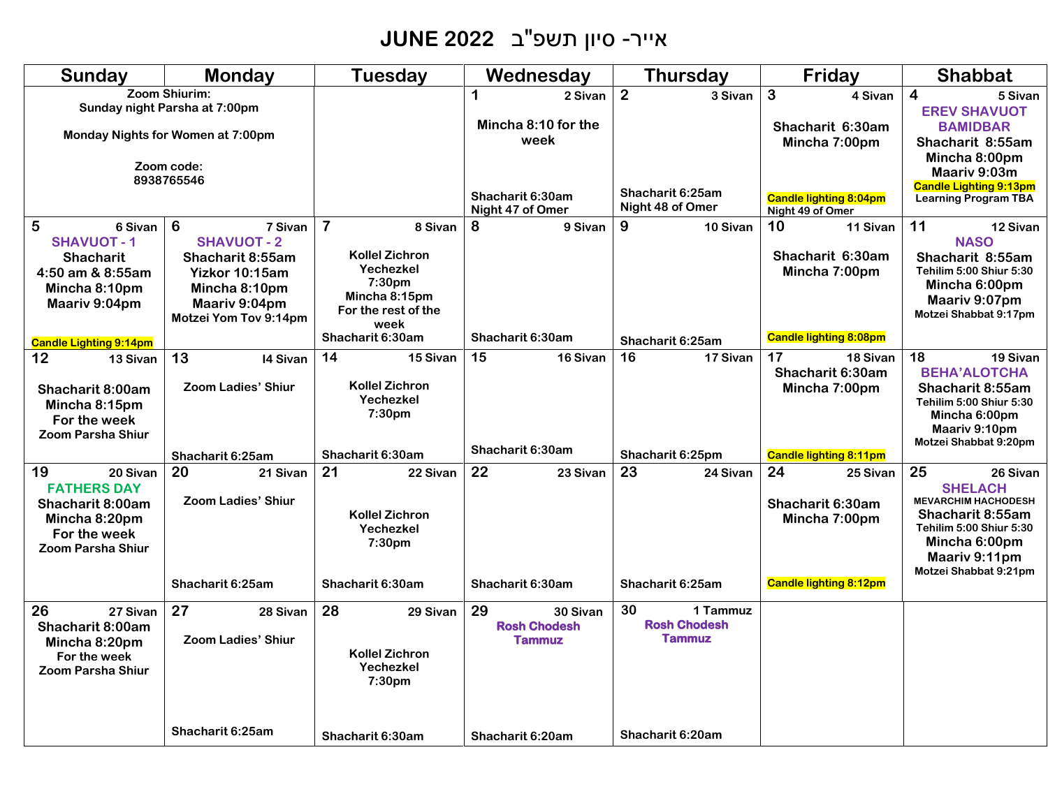# JUNE 2022 אייר- סיון תשפ"ב

| Sunday | Monday | Tuesday | Wednesday | Thursday | Friday | Shabbat |
|---|---|---|---|---|---|---|
| Zoom Shiurim: Sunday night Parsha at 7:00pm<br>Monday Nights for Women at 7:00pm<br>Zoom code: 8938765546 | | | **1** 2 Sivan<br>Mincha 8:10 for the week<br>Shacharit 6:30am<br>Night 47 of Omer | **2** 3 Sivan<br>Shacharit 6:25am<br>Night 48 of Omer | **3** 4 Sivan<br>Shacharit 6:30am<br>Mincha 7:00pm<br>Candle lighting 8:04pm<br>Night 49 of Omer | **4** 5 Sivan<br>EREV SHAVUOT<br>BAMIDBAR<br>Shacharit 8:55am<br>Mincha 8:00pm<br>Maariv 9:03m<br>Candle Lighting 9:13pm<br>Learning Program TBA |
| **5** 6 Sivan<br>SHAVUOT - 1<br>Shacharit 4:50 am & 8:55am<br>Mincha 8:10pm<br>Maariv 9:04pm<br>Candle Lighting 9:14pm | **6** 7 Sivan<br>SHAVUOT - 2<br>Shacharit 8:55am<br>Yizkor 10:15am<br>Mincha 8:10pm<br>Maariv 9:04pm<br>Motzei Yom Tov 9:14pm | **7** 8 Sivan<br>Kollel Zichron Yechezkel 7:30pm<br>Mincha 8:15pm For the rest of the week<br>Shacharit 6:30am | **8** 9 Sivan<br>Shacharit 6:30am | **9** 10 Sivan<br>Shacharit 6:25am | **10** 11 Sivan<br>Shacharit 6:30am<br>Mincha 7:00pm<br>Candle lighting 8:08pm | **11** 12 Sivan<br>NASO<br>Shacharit 8:55am<br>Tehilim 5:00 Shiur 5:30<br>Mincha 6:00pm<br>Maariv 9:07pm<br>Motzei Shabbat 9:17pm |
| **12** 13 Sivan<br>Shacharit 8:00am<br>Mincha 8:15pm For the week<br>Zoom Parsha Shiur | **13** 14 Sivan<br>Zoom Ladies' Shiur<br>Shacharit 6:25am | **14** 15 Sivan<br>Kollel Zichron Yechezkel 7:30pm<br>Shacharit 6:30am | **15** 16 Sivan<br>Shacharit 6:30am | **16** 17 Sivan<br>Shacharit 6:25pm | **17** 18 Sivan<br>Shacharit 6:30am<br>Mincha 7:00pm<br>Candle lighting 8:11pm | **18** 19 Sivan<br>BEHA'ALOTCHA<br>Shacharit 8:55am<br>Tehilim 5:00 Shiur 5:30<br>Mincha 6:00pm<br>Maariv 9:10pm<br>Motzei Shabbat 9:20pm |
| **19** 20 Sivan<br>FATHERS DAY<br>Shacharit 8:00am<br>Mincha 8:20pm For the week<br>Zoom Parsha Shiur | **20** 21 Sivan<br>Zoom Ladies' Shiur<br>Shacharit 6:25am | **21** 22 Sivan<br>Kollel Zichron Yechezkel 7:30pm<br>Shacharit 6:30am | **22** 23 Sivan<br>Shacharit 6:30am | **23** 24 Sivan<br>Shacharit 6:25am | **24** 25 Sivan<br>Shacharit 6:30am<br>Mincha 7:00pm<br>Candle lighting 8:12pm | **25** 26 Sivan<br>SHELACH<br>MEVARCHIM HACHODESH<br>Shacharit 8:55am<br>Tehilim 5:00 Shiur 5:30<br>Mincha 6:00pm<br>Maariv 9:11pm<br>Motzei Shabbat 9:21pm |
| **26** 27 Sivan<br>Shacharit 8:00am<br>Mincha 8:20pm For the week<br>Zoom Parsha Shiur | **27** 28 Sivan<br>Zoom Ladies' Shiur<br>Shacharit 6:25am | **28** 29 Sivan<br>Kollel Zichron Yechezkel 7:30pm<br>Shacharit 6:30am | **29** 30 Sivan<br>Rosh Chodesh Tammuz<br>Shacharit 6:20am | **30** 1 Tammuz<br>Rosh Chodesh Tammuz<br>Shacharit 6:20am | | |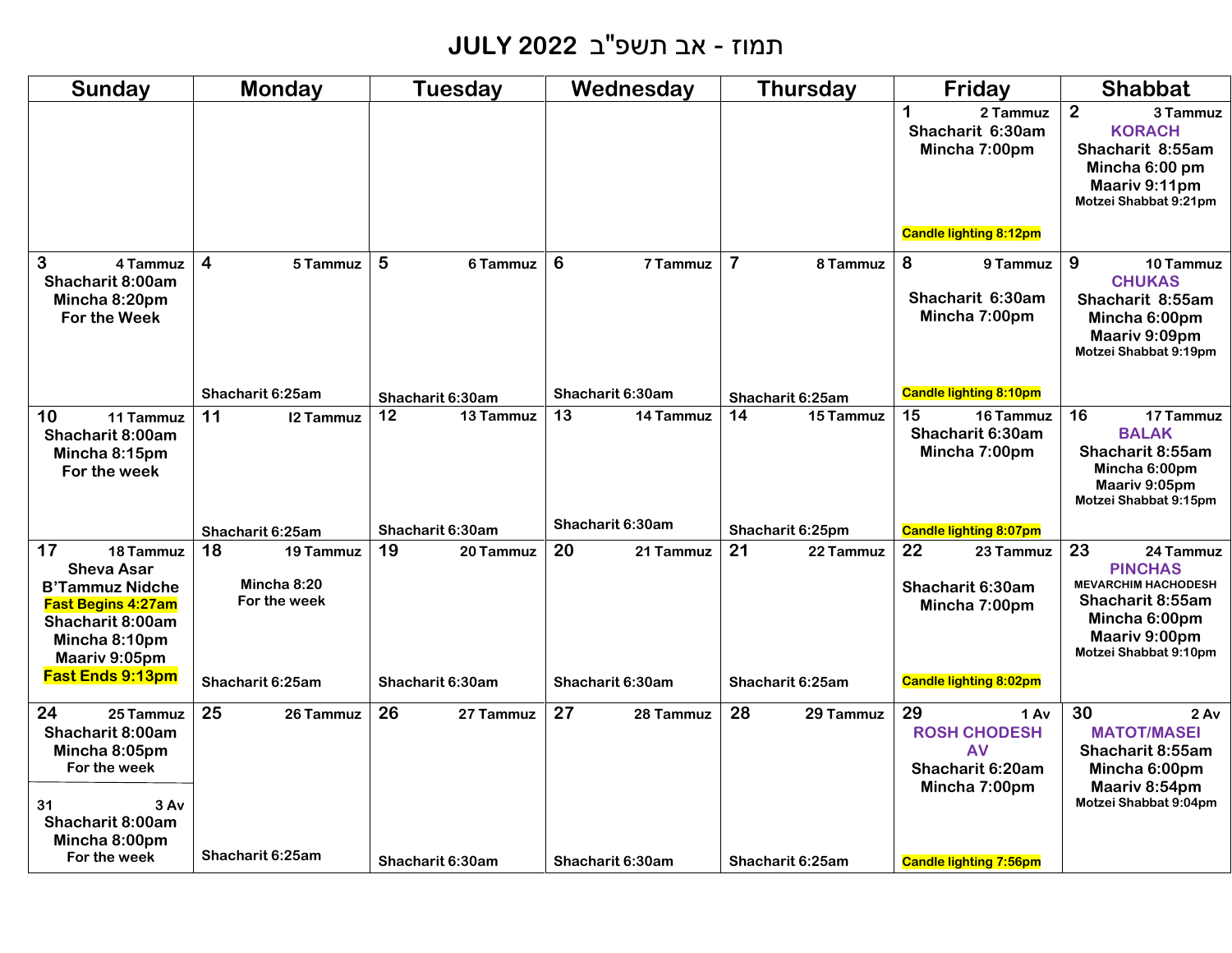# JULY 2022 תמוז - אב תשפ"ב

| Sunday | Monday | Tuesday | Wednesday | Thursday | Friday | Shabbat |
|---|---|---|---|---|---|---|
| | | | | | **1** 2 Tammuz<br>Shacharit 6:30am<br>Mincha 7:00pm<br>Candle lighting 8:12pm | **2** 3 Tammuz<br>KORACH<br>Shacharit 8:55am<br>Mincha 6:00 pm<br>Maariv 9:11pm<br>Motzei Shabbat 9:21pm |
| **3** 4 Tammuz<br>Shacharit 8:00am<br>Mincha 8:20pm<br>For the Week | **4** 5 Tammuz<br>Shacharit 6:25am | **5** 6 Tammuz<br>Shacharit 6:30am | **6** 7 Tammuz<br>Shacharit 6:30am | **7** 8 Tammuz<br>Shacharit 6:25am | **8** 9 Tammuz<br>Shacharit 6:30am<br>Mincha 7:00pm<br>Candle lighting 8:10pm | **9** 10 Tammuz<br>CHUKAS<br>Shacharit 8:55am<br>Mincha 6:00pm<br>Maariv 9:09pm<br>Motzei Shabbat 9:19pm |
| **10** 11 Tammuz<br>Shacharit 8:00am<br>Mincha 8:15pm<br>For the week | **11** I2 Tammuz<br>Shacharit 6:25am | **12** 13 Tammuz<br>Shacharit 6:30am | **13** 14 Tammuz<br>Shacharit 6:30am | **14** 15 Tammuz<br>Shacharit 6:25pm | **15** 16 Tammuz<br>Shacharit 6:30am<br>Mincha 7:00pm<br>Candle lighting 8:07pm | **16** 17 Tammuz<br>BALAK<br>Shacharit 8:55am<br>Mincha 6:00pm<br>Maariv 9:05pm<br>Motzei Shabbat 9:15pm |
| **17** 18 Tammuz<br>Sheva Asar B'Tammuz Nidche<br>Fast Begins 4:27am<br>Shacharit 8:00am<br>Mincha 8:10pm<br>Maariv 9:05pm<br>Fast Ends 9:13pm | **18** 19 Tammuz<br>Mincha 8:20<br>For the week<br>Shacharit 6:25am | **19** 20 Tammuz<br>Shacharit 6:30am | **20** 21 Tammuz<br>Shacharit 6:30am | **21** 22 Tammuz<br>Shacharit 6:25am | **22** 23 Tammuz<br>Shacharit 6:30am<br>Mincha 7:00pm<br>Candle lighting 8:02pm | **23** 24 Tammuz<br>PINCHAS<br>MEVARCHIM HACHODESH<br>Shacharit 8:55am<br>Mincha 6:00pm<br>Maariv 9:00pm<br>Motzei Shabbat 9:10pm |
| **24** 25 Tammuz<br>Shacharit 8:00am<br>Mincha 8:05pm<br>For the week<br><br>**31** 3 Av<br>Shacharit 8:00am<br>Mincha 8:00pm<br>For the week | **25** 26 Tammuz<br>Shacharit 6:25am | **26** 27 Tammuz<br>Shacharit 6:30am | **27** 28 Tammuz<br>Shacharit 6:30am | **28** 29 Tammuz<br>Shacharit 6:25am | **29** 1 Av<br>ROSH CHODESH AV<br>Shacharit 6:20am<br>Mincha 7:00pm<br>Candle lighting 7:56pm | **30** 2 Av<br>MATOT/MASEI<br>Shacharit 8:55am<br>Mincha 6:00pm<br>Maariv 8:54pm<br>Motzei Shabbat 9:04pm |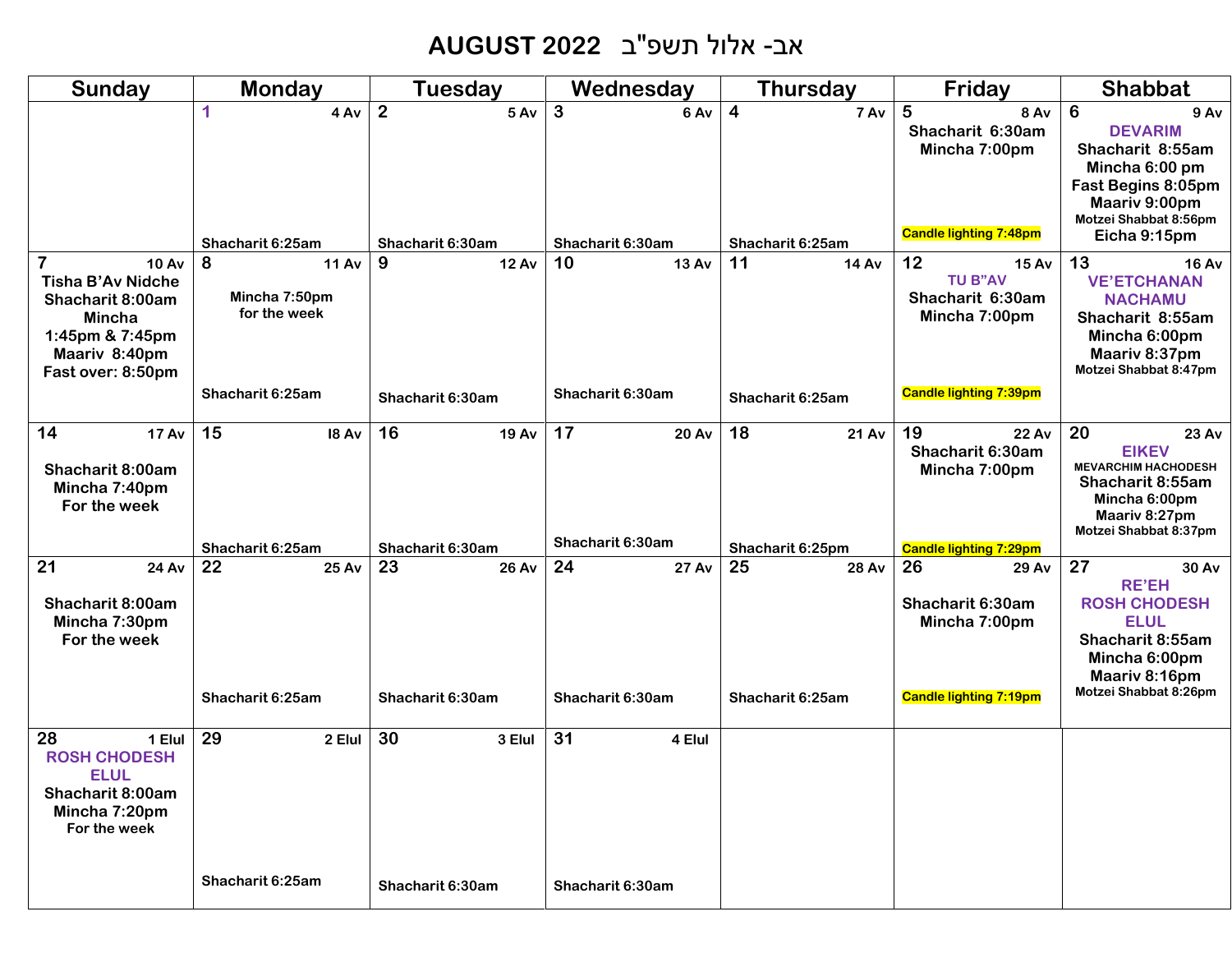# AUGUST 2022 אב- אלול תשפ"ב

| Sunday | Monday | Tuesday | Wednesday | Thursday | Friday | Shabbat |
|---|---|---|---|---|---|---|
| | **1** 4 Av<br>Shacharit 6:25am | **2** 5 Av<br>Shacharit 6:30am | **3** 6 Av<br>Shacharit 6:30am | **4** 7 Av<br>Shacharit 6:25am | **5** 8 Av<br>Shacharit 6:30am<br>Mincha 7:00pm<br>Candle lighting 7:48pm | **6** 9 Av<br>DEVARIM<br>Shacharit 8:55am<br>Mincha 6:00 pm<br>Fast Begins 8:05pm<br>Maariv 9:00pm<br>Motzei Shabbat 8:56pm<br>Eicha 9:15pm |
| **7** 10 Av<br>Tisha B'Av Nidche<br>Shacharit 8:00am<br>Mincha<br>1:45pm & 7:45pm<br>Maariv 8:40pm<br>Fast over: 8:50pm | **8** 11 Av<br>Mincha 7:50pm<br>for the week<br>Shacharit 6:25am | **9** 12 Av<br>Shacharit 6:30am | **10** 13 Av<br>Shacharit 6:30am | **11** 14 Av<br>Shacharit 6:25am | **12** 15 Av<br>TU B"AV<br>Shacharit 6:30am<br>Mincha 7:00pm<br>Candle lighting 7:39pm | **13** 16 Av<br>VE'ETCHANAN<br>NACHAMU<br>Shacharit 8:55am<br>Mincha 6:00pm<br>Maariv 8:37pm<br>Motzei Shabbat 8:47pm |
| **14** 17 Av<br>Shacharit 8:00am<br>Mincha 7:40pm<br>For the week | **15** I8 Av<br>Shacharit 6:25am | **16** 19 Av<br>Shacharit 6:30am | **17** 20 Av<br>Shacharit 6:30am | **18** 21 Av<br>Shacharit 6:25pm | **19** 22 Av<br>Shacharit 6:30am<br>Mincha 7:00pm<br>Candle lighting 7:29pm | **20** 23 Av<br>EIKEV<br>MEVARCHIM HACHODESH<br>Shacharit 8:55am<br>Mincha 6:00pm<br>Maariv 8:27pm<br>Motzei Shabbat 8:37pm |
| **21** 24 Av<br>Shacharit 8:00am<br>Mincha 7:30pm<br>For the week | **22** 25 Av<br>Shacharit 6:25am | **23** 26 Av<br>Shacharit 6:30am | **24** 27 Av<br>Shacharit 6:30am | **25** 28 Av<br>Shacharit 6:25am | **26** 29 Av<br>Shacharit 6:30am<br>Mincha 7:00pm<br>Candle lighting 7:19pm | **27** 30 Av<br>RE'EH<br>ROSH CHODESH<br>ELUL<br>Shacharit 8:55am<br>Mincha 6:00pm<br>Maariv 8:16pm<br>Motzei Shabbat 8:26pm |
| **28** 1 Elul<br>ROSH CHODESH<br>ELUL<br>Shacharit 8:00am<br>Mincha 7:20pm<br>For the week | **29** 2 Elul<br>Shacharit 6:25am | **30** 3 Elul<br>Shacharit 6:30am | **31** 4 Elul<br>Shacharit 6:30am | | | |